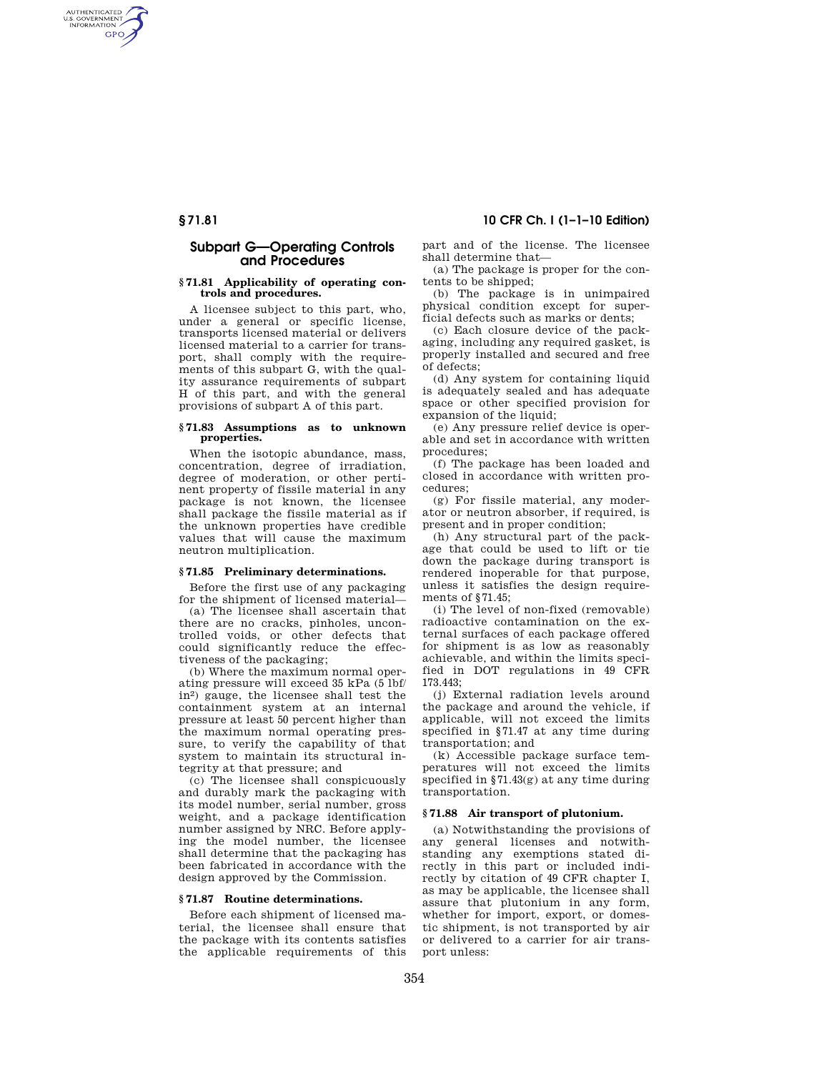## Subpart G—Operating Controls and Procedures

### § 71.81 Applicability of operating controls and procedures.

A licensee subject to this part, who, under a general or specific license, transports licensed material or delivers licensed material to a carrier for transport, shall comply with the requirements of this subpart G, with the quality assurance requirements of subpart H of this part, and with the general provisions of subpart A of this part.

### § 71.83 Assumptions as to unknown properties.

When the isotopic abundance, mass, concentration, degree of irradiation, degree of moderation, or other pertinent property of fissile material in any package is not known, the licensee shall package the fissile material as if the unknown properties have credible values that will cause the maximum neutron multiplication.

### § 71.85 Preliminary determinations.

Before the first use of any packaging for the shipment of licensed material—

(a) The licensee shall ascertain that there are no cracks, pinholes, uncontrolled voids, or other defects that could significantly reduce the effectiveness of the packaging;

(b) Where the maximum normal operating pressure will exceed 35 kPa (5 lbf/in$^2$) gauge, the licensee shall test the containment system at an internal pressure at least 50 percent higher than the maximum normal operating pressure, to verify the capability of that system to maintain its structural integrity at that pressure; and

(c) The licensee shall conspicuously and durably mark the packaging with its model number, serial number, gross weight, and a package identification number assigned by NRC. Before applying the model number, the licensee shall determine that the packaging has been fabricated in accordance with the design approved by the Commission.

### § 71.87 Routine determinations.

Before each shipment of licensed material, the licensee shall ensure that the package with its contents satisfies the applicable requirements of this part and of the license. The licensee shall determine that—

(a) The package is proper for the contents to be shipped;

(b) The package is in unimpaired physical condition except for superficial defects such as marks or dents;

(c) Each closure device of the packaging, including any required gasket, is properly installed and secured and free of defects;

(d) Any system for containing liquid is adequately sealed and has adequate space or other specified provision for expansion of the liquid;

(e) Any pressure relief device is operable and set in accordance with written procedures;

(f) The package has been loaded and closed in accordance with written procedures;

(g) For fissile material, any moderator or neutron absorber, if required, is present and in proper condition;

(h) Any structural part of the package that could be used to lift or tie down the package during transport is rendered inoperable for that purpose, unless it satisfies the design requirements of §71.45;

(i) The level of non-fixed (removable) radioactive contamination on the external surfaces of each package offered for shipment is as low as reasonably achievable, and within the limits specified in DOT regulations in 49 CFR 173.443;

(j) External radiation levels around the package and around the vehicle, if applicable, will not exceed the limits specified in §71.47 at any time during transportation; and

(k) Accessible package surface temperatures will not exceed the limits specified in §71.43(g) at any time during transportation.

### § 71.88 Air transport of plutonium.

(a) Notwithstanding the provisions of any general licenses and notwithstanding any exemptions stated directly in this part or included indirectly by citation of 49 CFR chapter I, as may be applicable, the licensee shall assure that plutonium in any form, whether for import, export, or domestic shipment, is not transported by air or delivered to a carrier for air transport unless: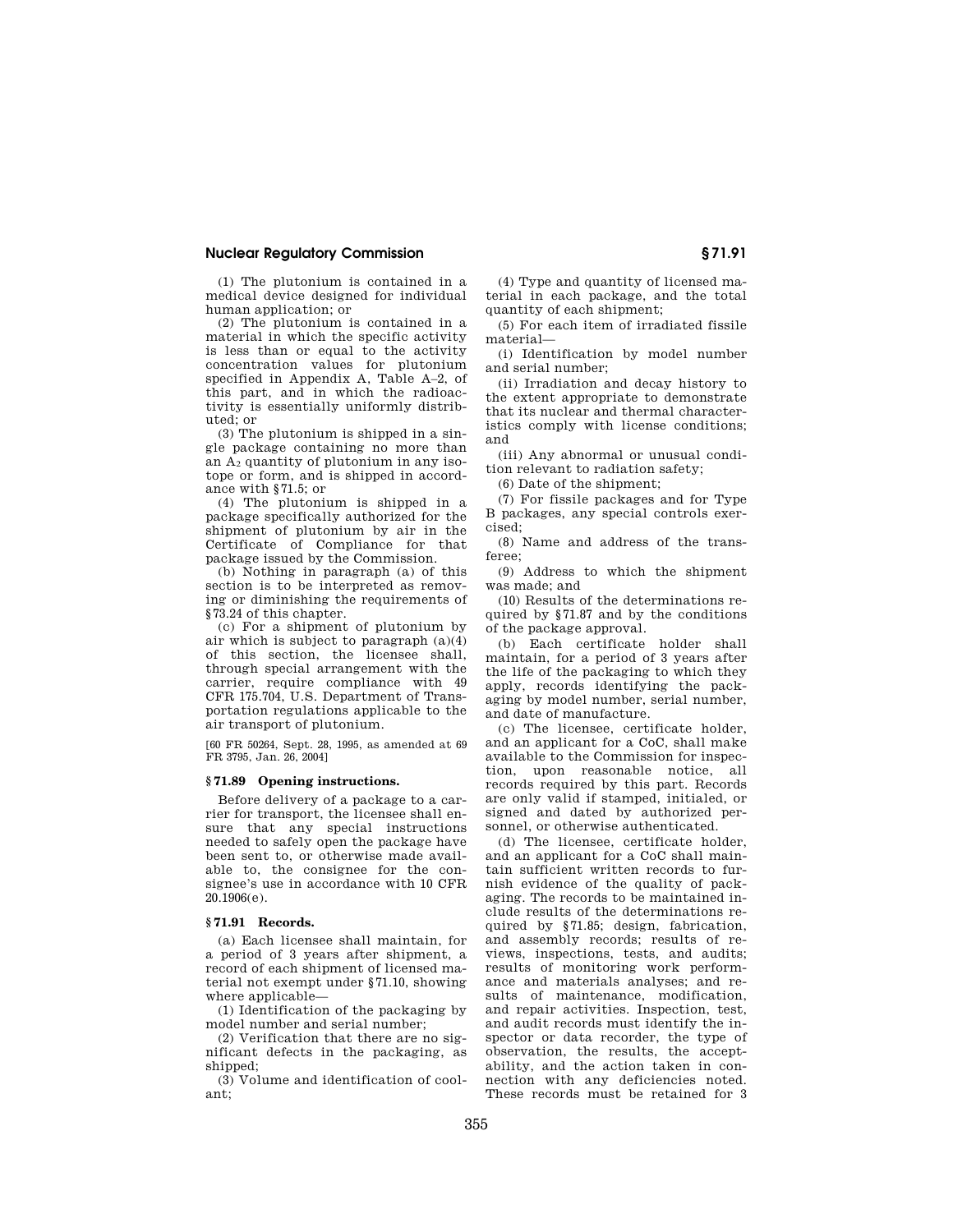(1) The plutonium is contained in a medical device designed for individual human application; or

(2) The plutonium is contained in a material in which the specific activity is less than or equal to the activity concentration values for plutonium specified in Appendix A, Table A–2, of this part, and in which the radioactivity is essentially uniformly distributed; or

(3) The plutonium is shipped in a single package containing no more than an $A_2$ quantity of plutonium in any isotope or form, and is shipped in accordance with §71.5; or

(4) The plutonium is shipped in a package specifically authorized for the shipment of plutonium by air in the Certificate of Compliance for that package issued by the Commission.

(b) Nothing in paragraph (a) of this section is to be interpreted as removing or diminishing the requirements of §73.24 of this chapter.

(c) For a shipment of plutonium by air which is subject to paragraph (a)(4) of this section, the licensee shall, through special arrangement with the carrier, require compliance with 49 CFR 175.704, U.S. Department of Transportation regulations applicable to the air transport of plutonium.

[60 FR 50264, Sept. 28, 1995, as amended at 69 FR 3795, Jan. 26, 2004]

## § 71.89 Opening instructions.

Before delivery of a package to a carrier for transport, the licensee shall ensure that any special instructions needed to safely open the package have been sent to, or otherwise made available to, the consignee for the consignee's use in accordance with 10 CFR 20.1906(e).

## § 71.91 Records.

(a) Each licensee shall maintain, for a period of 3 years after shipment, a record of each shipment of licensed material not exempt under §71.10, showing where applicable—

(1) Identification of the packaging by model number and serial number;

(2) Verification that there are no significant defects in the packaging, as shipped;

(3) Volume and identification of coolant;

(4) Type and quantity of licensed material in each package, and the total quantity of each shipment;

(5) For each item of irradiated fissile material—

(i) Identification by model number and serial number;

(ii) Irradiation and decay history to the extent appropriate to demonstrate that its nuclear and thermal characteristics comply with license conditions; and

(iii) Any abnormal or unusual condition relevant to radiation safety;

(6) Date of the shipment;

(7) For fissile packages and for Type B packages, any special controls exercised;

(8) Name and address of the transferee;

(9) Address to which the shipment was made; and

(10) Results of the determinations required by §71.87 and by the conditions of the package approval.

(b) Each certificate holder shall maintain, for a period of 3 years after the life of the packaging to which they apply, records identifying the packaging by model number, serial number, and date of manufacture.

(c) The licensee, certificate holder, and an applicant for a CoC, shall make available to the Commission for inspection, upon reasonable notice, all records required by this part. Records are only valid if stamped, initialed, or signed and dated by authorized personnel, or otherwise authenticated.

(d) The licensee, certificate holder, and an applicant for a CoC shall maintain sufficient written records to furnish evidence of the quality of packaging. The records to be maintained include results of the determinations required by §71.85; design, fabrication, and assembly records; results of reviews, inspections, tests, and audits; results of monitoring work performance and materials analyses; and results of maintenance, modification, and repair activities. Inspection, test, and audit records must identify the inspector or data recorder, the type of observation, the results, the acceptability, and the action taken in connection with any deficiencies noted. These records must be retained for 3